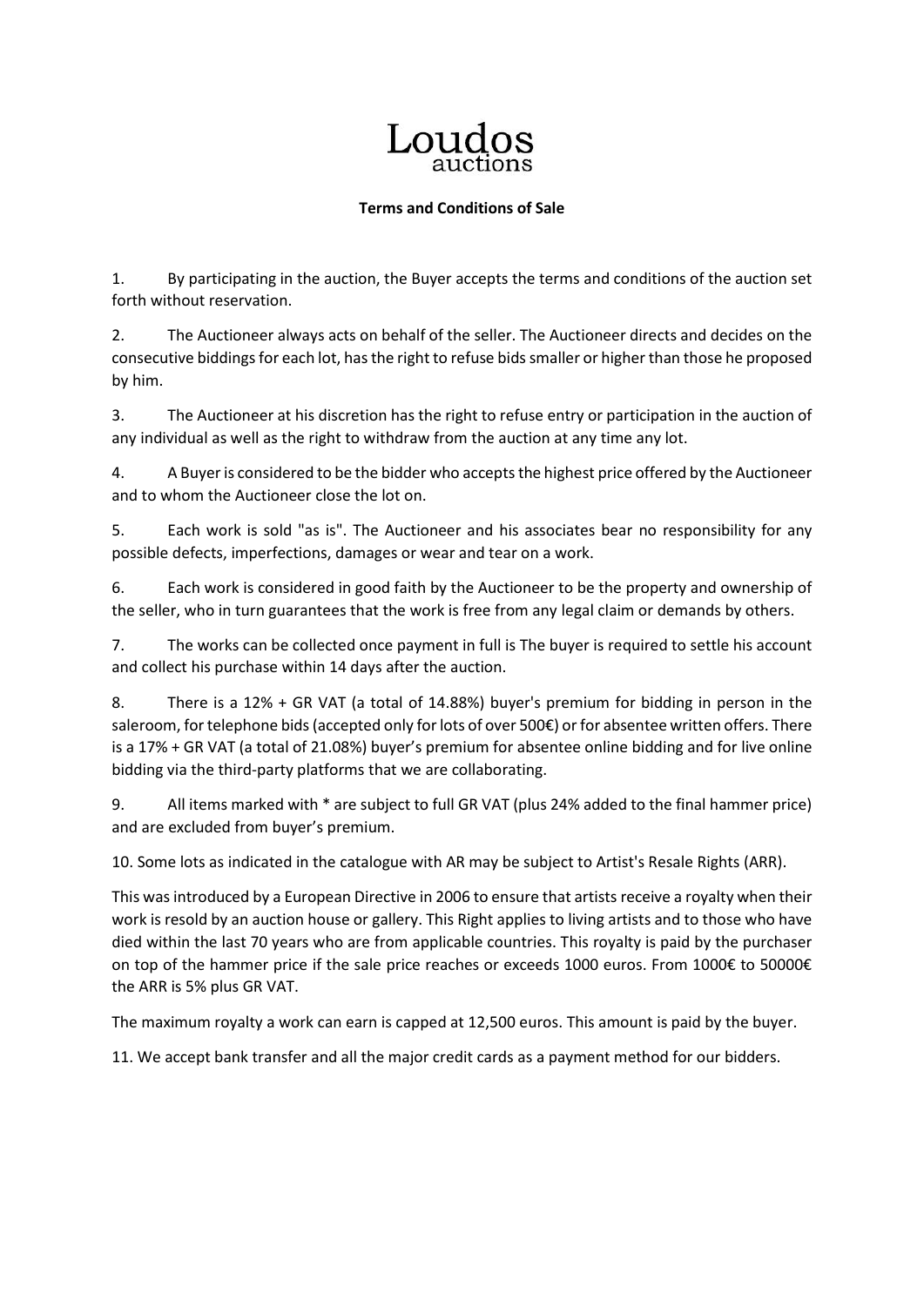# Loudos
auctions

**Terms and Conditions of Sale**

1. By participating in the auction, the Buyer accepts the terms and conditions of the auction set forth without reservation.

2. The Auctioneer always acts on behalf of the seller. The Auctioneer directs and decides on the consecutive biddings for each lot, has the right to refuse bids smaller or higher than those he proposed by him.

3. The Auctioneer at his discretion has the right to refuse entry or participation in the auction of any individual as well as the right to withdraw from the auction at any time any lot.

4. A Buyer is considered to be the bidder who accepts the highest price offered by the Auctioneer and to whom the Auctioneer close the lot on.

5. Each work is sold "as is". The Auctioneer and his associates bear no responsibility for any possible defects, imperfections, damages or wear and tear on a work.

6. Each work is considered in good faith by the Auctioneer to be the property and ownership of the seller, who in turn guarantees that the work is free from any legal claim or demands by others.

7. The works can be collected once payment in full is The buyer is required to settle his account and collect his purchase within 14 days after the auction.

8. There is a 12% + GR VAT (a total of 14.88%) buyer's premium for bidding in person in the saleroom, for telephone bids (accepted only for lots of over 500€) or for absentee written offers. There is a 17% + GR VAT (a total of 21.08%) buyer's premium for absentee online bidding and for live online bidding via the third-party platforms that we are collaborating.

9. All items marked with * are subject to full GR VAT (plus 24% added to the final hammer price) and are excluded from buyer's premium.

10. Some lots as indicated in the catalogue with AR may be subject to Artist's Resale Rights (ARR).

This was introduced by a European Directive in 2006 to ensure that artists receive a royalty when their work is resold by an auction house or gallery. This Right applies to living artists and to those who have died within the last 70 years who are from applicable countries. This royalty is paid by the purchaser on top of the hammer price if the sale price reaches or exceeds 1000 euros. From 1000€ to 50000€ the ARR is 5% plus GR VAT.

The maximum royalty a work can earn is capped at 12,500 euros. This amount is paid by the buyer.

11. We accept bank transfer and all the major credit cards as a payment method for our bidders.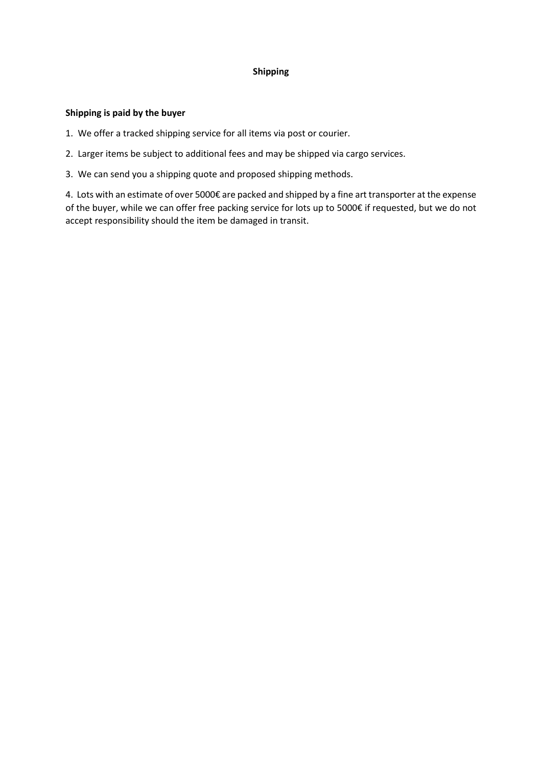## Shipping

**Shipping is paid by the buyer**

1. We offer a tracked shipping service for all items via post or courier.
2. Larger items be subject to additional fees and may be shipped via cargo services.
3. We can send you a shipping quote and proposed shipping methods.
4. Lots with an estimate of over 5000€ are packed and shipped by a fine art transporter at the expense of the buyer, while we can offer free packing service for lots up to 5000€ if requested, but we do not accept responsibility should the item be damaged in transit.